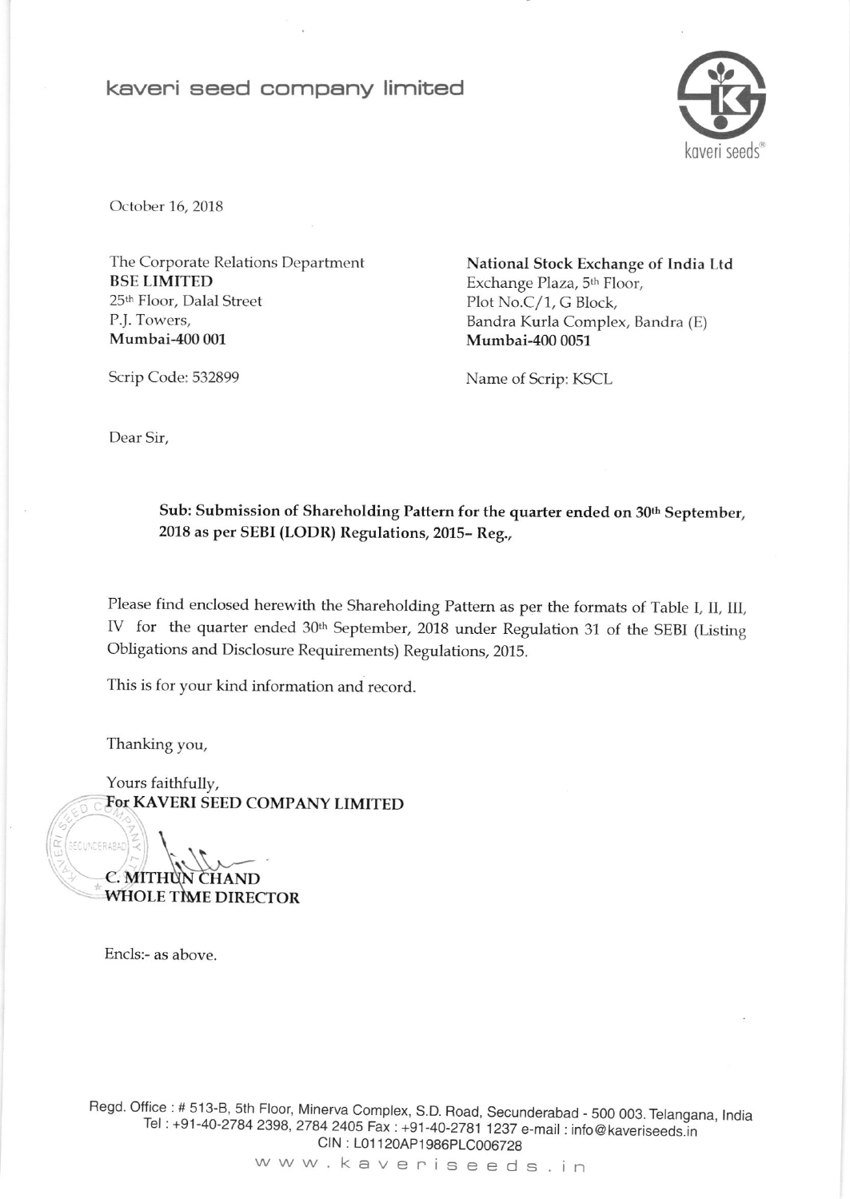# kaveri seed company limited

October 16, 2018

The Corporate Relations Department
**BSE LIMITED**
25th Floor, Dalal Street
P.J. Towers,
**Mumbai-400 001**

Scrip Code: 532899

**National Stock Exchange of India Ltd**
Exchange Plaza, 5th Floor,
Plot No.C/1, G Block,
Bandra Kurla Complex, Bandra (E)
**Mumbai-400 0051**

Name of Scrip: KSCL

Dear Sir,

**Sub: Submission of Shareholding Pattern for the quarter ended on 30th September, 2018 as per SEBI (LODR) Regulations, 2015- Reg.,**

Please find enclosed herewith the Shareholding Pattern as per the formats of Table I, II, III, IV for the quarter ended 30th September, 2018 under Regulation 31 of the SEBI (Listing Obligations and Disclosure Requirements) Regulations, 2015.

This is for your kind information and record.

Thanking you,

Yours faithfully,
**For KAVERI SEED COMPANY LIMITED**

**C. MITHUN CHAND**
**WHOLE TIME DIRECTOR**

Encls:- as above.

Regd. Office : # 513-B, 5th Floor, Minerva Complex, S.D. Road, Secunderabad - 500 003. Telangana, India
Tel : +91-40-2784 2398, 2784 2405 Fax : +91-40-2781 1237 e-mail : info@kaveriseeds.in
CIN : L01120AP1986PLC006728
www.kaveriseeds.in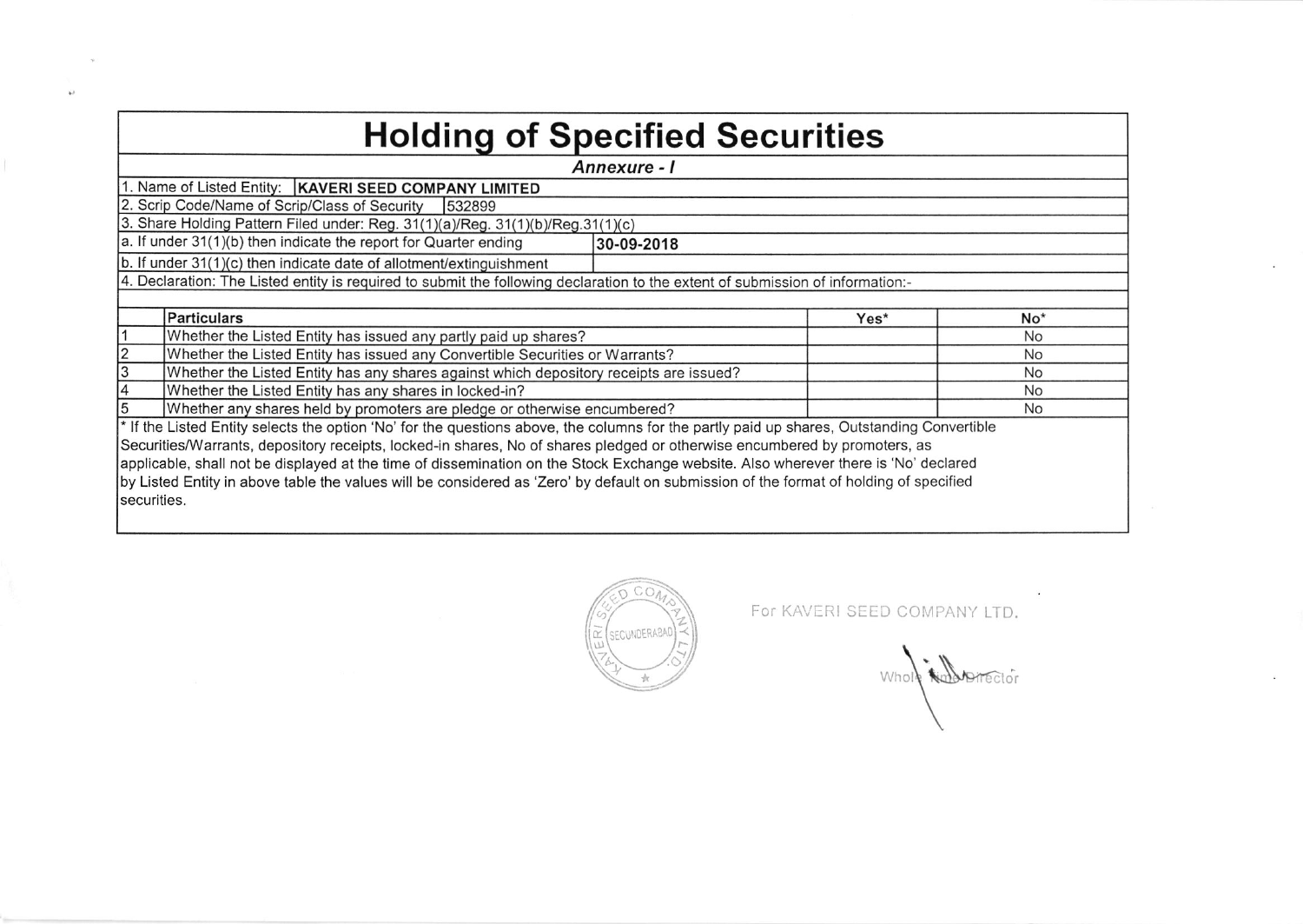# Holding of Specified Securities

*Annexure - I*

1. Name of Listed Entity: **KAVERI SEED COMPANY LIMITED**

2. Scrip Code/Name of Scrip/Class of Security 532899

3. Share Holding Pattern Filed under: Reg. 31(1)(a)/Reg. 31(1)(b)/Reg.31(1)(c)

a. If under 31(1)(b) then indicate the report for Quarter ending **30-09-2018**

b. If under 31(1)(c) then indicate date of allotment/extinguishment

4. Declaration: The Listed entity is required to submit the following declaration to the extent of submission of information:-

| | Particulars | Yes* | No* |
|---|---|---|---|
| 1 | Whether the Listed Entity has issued any partly paid up shares? | | No |
| 2 | Whether the Listed Entity has issued any Convertible Securities or Warrants? | | No |
| 3 | Whether the Listed Entity has any shares against which depository receipts are issued? | | No |
| 4 | Whether the Listed Entity has any shares in locked-in? | | No |
| 5 | Whether any shares held by promoters are pledge or otherwise encumbered? | | No |

* If the Listed Entity selects the option 'No' for the questions above, the columns for the partly paid up shares, Outstanding Convertible Securities/Warrants, depository receipts, locked-in shares, No of shares pledged or otherwise encumbered by promoters, as applicable, shall not be displayed at the time of dissemination on the Stock Exchange website. Also wherever there is 'No' declared by Listed Entity in above table the values will be considered as 'Zero' by default on submission of the format of holding of specified securities.

For KAVERI SEED COMPANY LTD.

Whole Time Director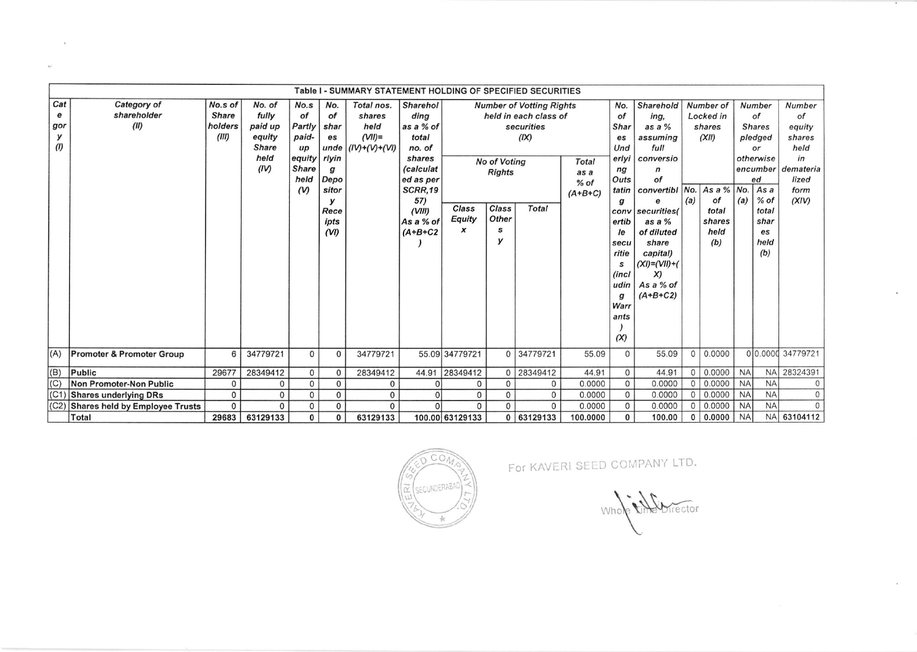## Table I - SUMMARY STATEMENT HOLDING OF SPECIFIED SECURITIES

| Category (I) | Category of shareholder (II) | No.s of Share holders (III) | No. of fully paid up equity Share held (IV) | No.s of Partly paid-up equity Share held (V) | No. of shares underlying Depository Receipts (VI) | Total nos. shares held (VII)= (IV)+(V)+(VI) | Shareholding as a % of total no. of shares (calculated as per SCRR,1957) (VIII) As a % of (A+B+C2) | Number of Votting Rights held in each class of securities (IX) | | | | No. of Shares Underlying Outstating convertible securities (including Warrants) (X) | Shareholding, as a % assuming full conversion of convertible securities( as a % of diluted share capital) (XI)=(VII)+(X) As a % of (A+B+C2) | Number of Locked in shares (XII) | | Number of Shares pledged or otherwise encumbered | | Number of equity shares held in dematerialized form (XIV) |
|---|---|---|---|---|---|---|---|---|---|---|---|---|---|---|---|---|---|---|
| | | | | | | | | No of Voting Rights | | | Total as a % of (A+B+C) | | | No. (a) | As a % of total shares held (b) | No. (a) | As a % of total shares held (b) | |
| | | | | | | | | Class Equity x | Class Others y | Total | | | | | | | | |
| (A) | Promoter & Promoter Group | 6 | 34779721 | 0 | 0 | 34779721 | 55.09 | 34779721 | 0 | 34779721 | 55.09 | 0 | 55.09 | 0 | 0.0000 | 0 | 0.0000 | 34779721 |
| (B) | Public | 29677 | 28349412 | 0 | 0 | 28349412 | 44.91 | 28349412 | 0 | 28349412 | 44.91 | 0 | 44.91 | 0 | 0.0000 | NA | NA | 28324391 |
| (C) | Non Promoter-Non Public | 0 | 0 | 0 | 0 | 0 | 0 | 0 | 0 | 0 | 0.0000 | 0 | 0.0000 | 0 | 0.0000 | NA | NA | 0 |
| (C1) | Shares underlying DRs | 0 | 0 | 0 | 0 | 0 | 0 | 0 | 0 | 0 | 0.0000 | 0 | 0.0000 | 0 | 0.0000 | NA | NA | 0 |
| (C2) | Shares held by Employee Trusts | 0 | 0 | 0 | 0 | 0 | 0 | 0 | 0 | 0 | 0.0000 | 0 | 0.0000 | 0 | 0.0000 | NA | NA | 0 |
| | Total | 29683 | 63129133 | 0 | 0 | 63129133 | 100.00 | 63129133 | 0 | 63129133 | 100.0000 | 0 | 100.00 | 0 | 0.0000 | NA | NA | 63104112 |

For KAVERI SEED COMPANY LTD.

Whole Time Director